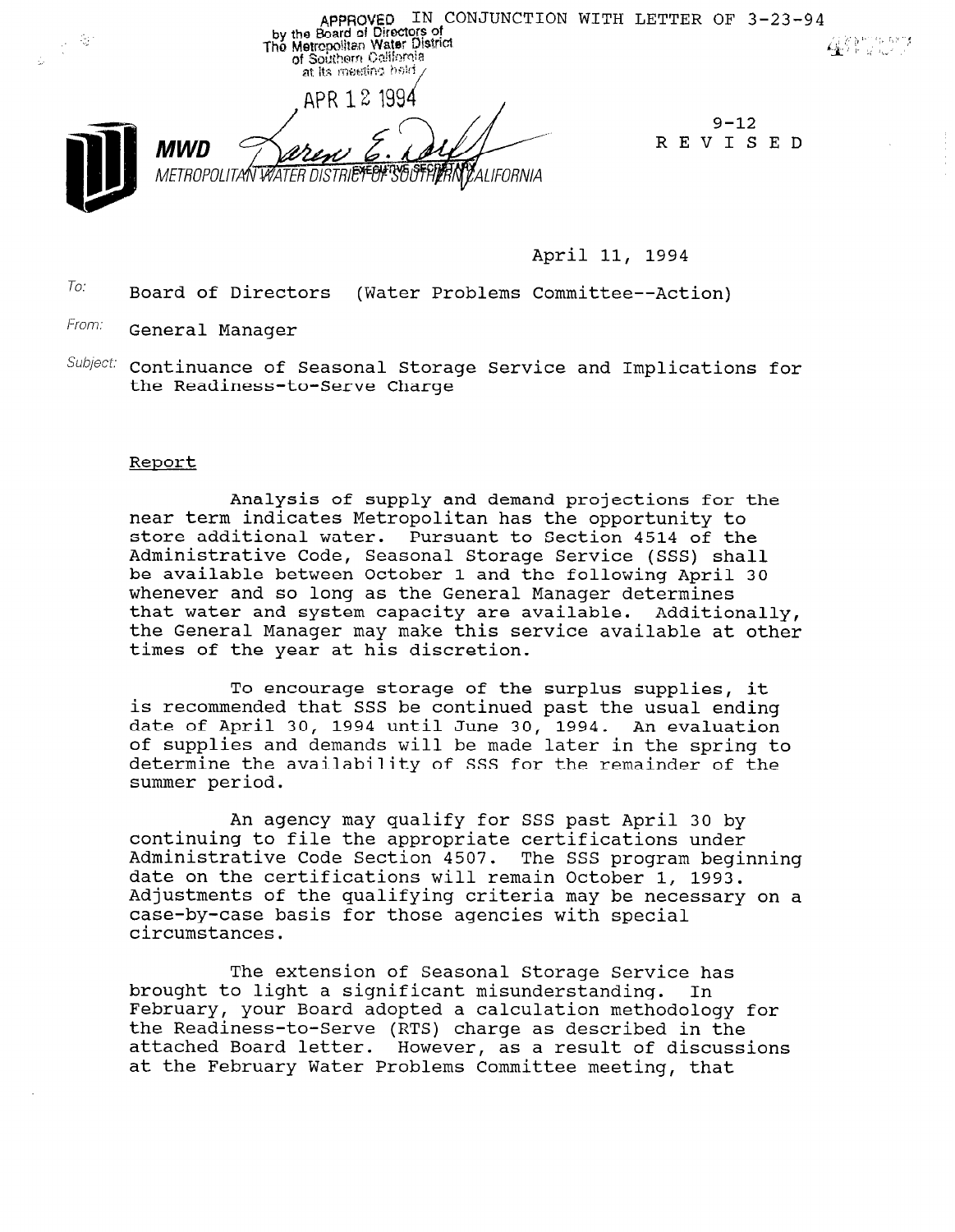APPROVED IN CONJUNCTION WITH LETTER OF 3-23-94
by the Board of Directors of
The Metropolitan Water District
of Southern California
at its meeting held
APR 12 1994

EXECUTIVE SECRETARY

**MWD**
METROPOLITAN WATER DISTRICT OF SOUTHERN CALIFORNIA

9-12
REVISED

April 11, 1994

To: Board of Directors (Water Problems Committee--Action)

From: General Manager

Subject: Continuance of Seasonal Storage Service and Implications for the Readiness-to-Serve Charge

Report

Analysis of supply and demand projections for the near term indicates Metropolitan has the opportunity to store additional water. Pursuant to Section 4514 of the Administrative Code, Seasonal Storage Service (SSS) shall be available between October 1 and the following April 30 whenever and so long as the General Manager determines that water and system capacity are available. Additionally, the General Manager may make this service available at other times of the year at his discretion.

To encourage storage of the surplus supplies, it is recommended that SSS be continued past the usual ending date of April 30, 1994 until June 30, 1994. An evaluation of supplies and demands will be made later in the spring to determine the availability of SSS for the remainder of the summer period.

An agency may qualify for SSS past April 30 by continuing to file the appropriate certifications under Administrative Code Section 4507. The SSS program beginning date on the certifications will remain October 1, 1993. Adjustments of the qualifying criteria may be necessary on a case-by-case basis for those agencies with special circumstances.

The extension of Seasonal Storage Service has brought to light a significant misunderstanding. In February, your Board adopted a calculation methodology for the Readiness-to-Serve (RTS) charge as described in the attached Board letter. However, as a result of discussions at the February Water Problems Committee meeting, that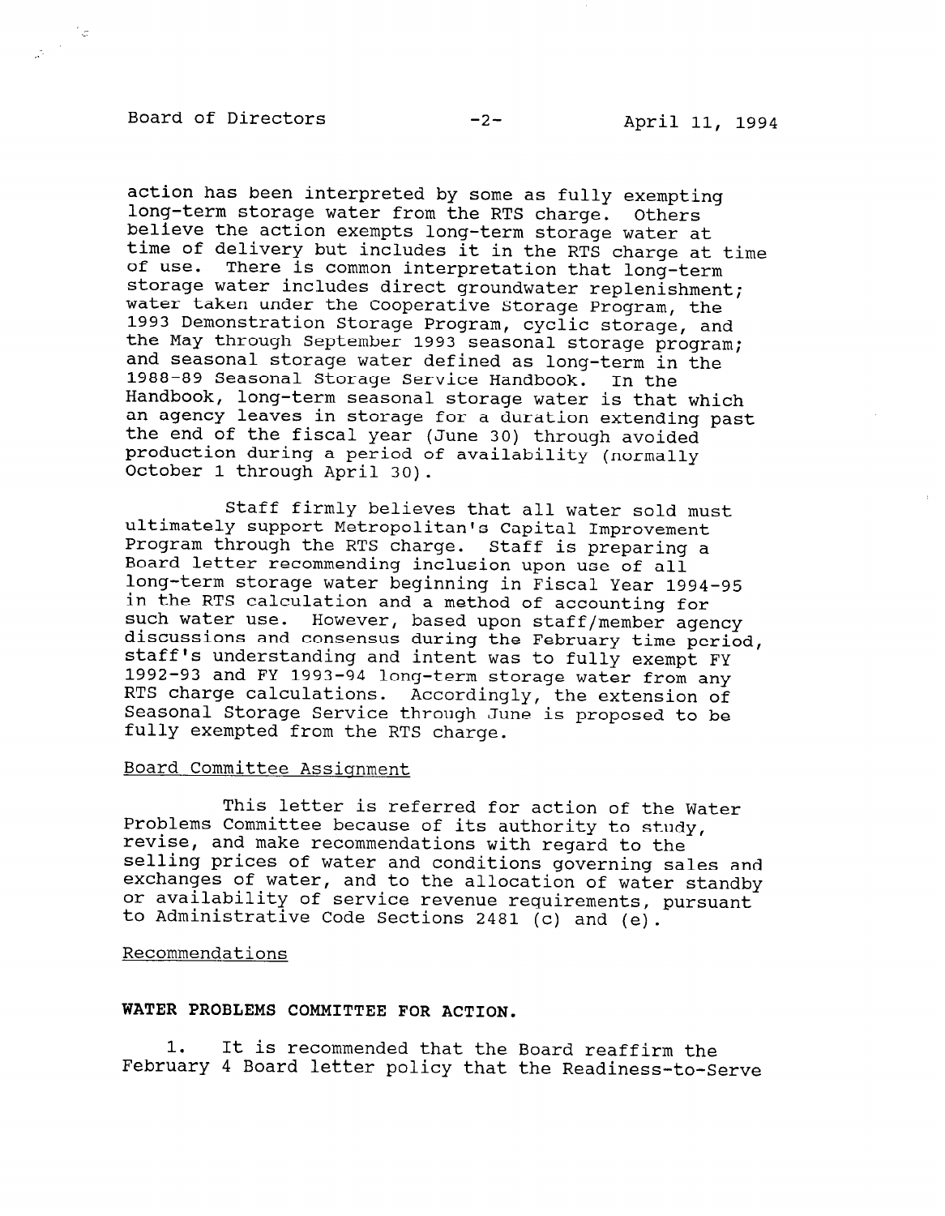action has been interpreted by some as fully exempting long-term storage water from the RTS charge. Others believe the action exempts long-term storage water at time of delivery but includes it in the RTS charge at time of use. There is common interpretation that long-term storage water includes direct groundwater replenishment; water taken under the Cooperative Storage Program, the 1993 Demonstration Storage Program, cyclic storage, and the May through September 1993 seasonal storage program; and seasonal storage water defined as long-term in the 1988-89 Seasonal Storage Service Handbook. In the Handbook, long-term seasonal storage water is that which an agency leaves in storage for a duration extending past the end of the fiscal year (June 30) through avoided production during a period of availability (normally October 1 through April 30).

Staff firmly believes that all water sold must ultimately support Metropolitan's Capital Improvement Program through the RTS charge. Staff is preparing a Board letter recommending inclusion upon use of all long-term storage water beginning in Fiscal Year 1994-95 in the RTS calculation and a method of accounting for such water use. However, based upon staff/member agency discussions and consensus during the February time period, staff's understanding and intent was to fully exempt FY 1992-93 and FY 1993-94 long-term storage water from any RTS charge calculations. Accordingly, the extension of Seasonal Storage Service through June is proposed to be fully exempted from the RTS charge.

## Board Committee Assignment

This letter is referred for action of the Water Problems Committee because of its authority to study, revise, and make recommendations with regard to the selling prices of water and conditions governing sales and exchanges of water, and to the allocation of water standby or availability of service revenue requirements, pursuant to Administrative Code Sections 2481 (c) and (e).

## Recommendations

**WATER PROBLEMS COMMITTEE FOR ACTION.**

1. It is recommended that the Board reaffirm the February 4 Board letter policy that the Readiness-to-Serve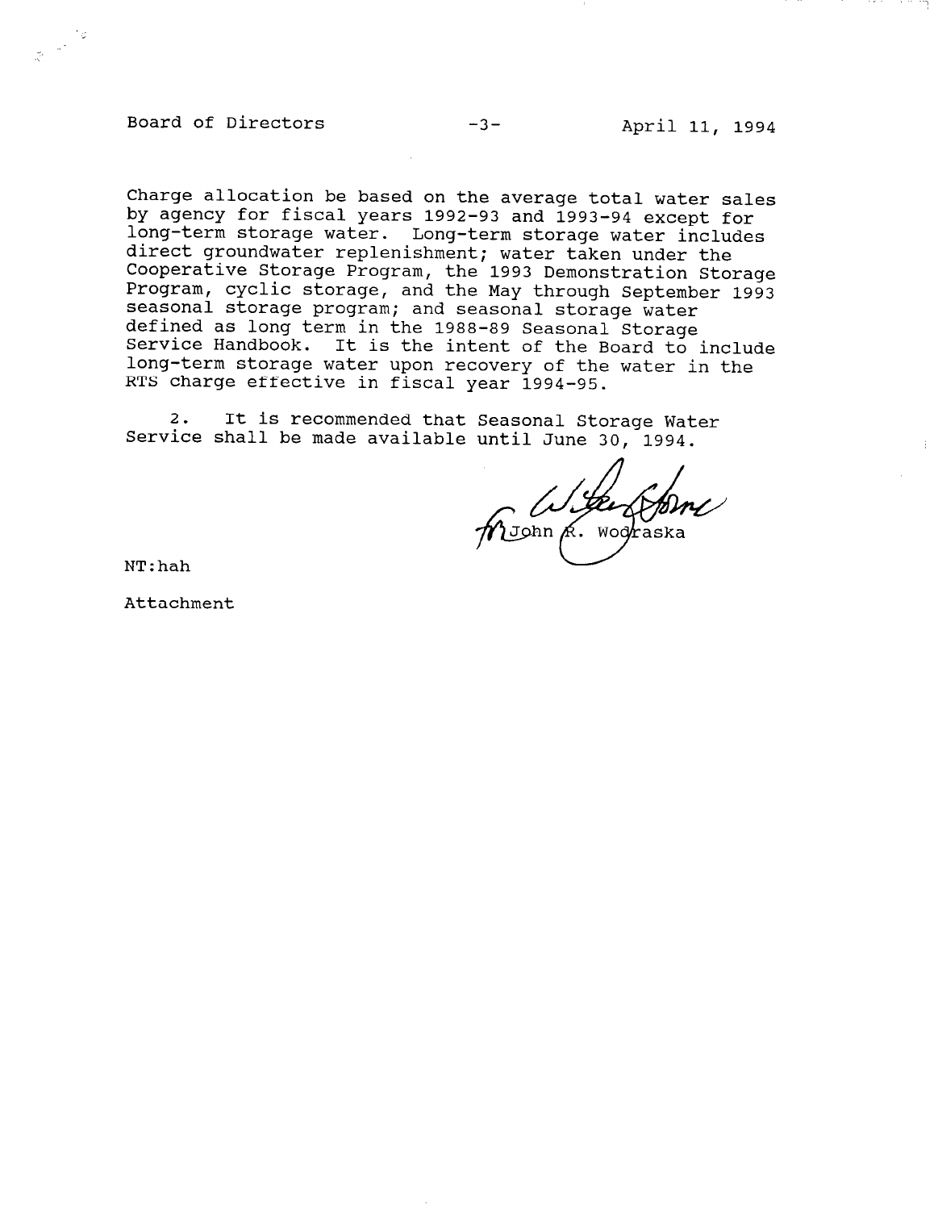charge allocation be based on the average total water sales by agency for fiscal years 1992-93 and 1993-94 except for long-term storage water. Long-term storage water includes direct groundwater replenishment; water taken under the Cooperative Storage Program, the 1993 Demonstration Storage Program, cyclic storage, and the May through September 1993 seasonal storage program; and seasonal storage water defined as long term in the 1988-89 Seasonal Storage Service Handbook. It is the intent of the Board to include long-term storage water upon recovery of the water in the RTS charge effective in fiscal year 1994-95.

2. It is recommended that Seasonal Storage Water Service shall be made available until June 30, 1994.

fr John R. Wodraska

NT:hah

Attachment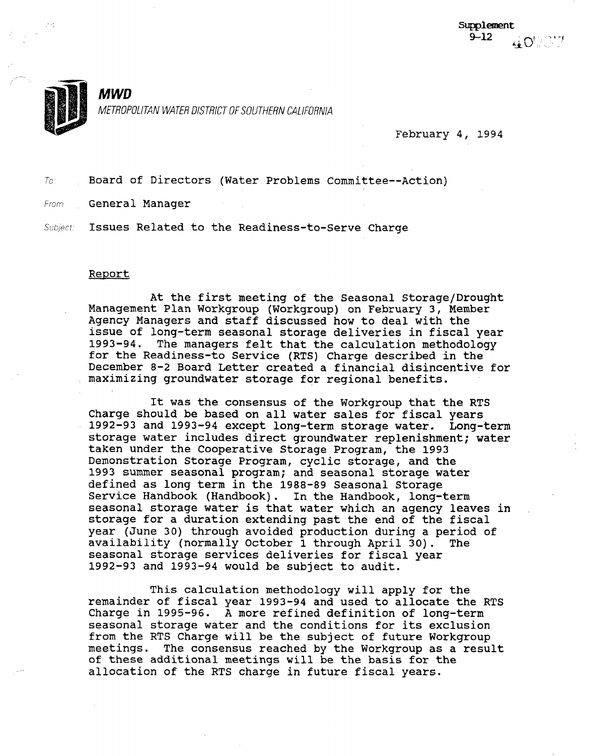Supplement
9-12

**MWD**
*METROPOLITAN WATER DISTRICT OF SOUTHERN CALIFORNIA*

February 4, 1994

To: Board of Directors (Water Problems Committee--Action)

From: General Manager

Subject: Issues Related to the Readiness-to-Serve Charge

## Report

At the first meeting of the Seasonal Storage/Drought Management Plan Workgroup (Workgroup) on February 3, Member Agency Managers and staff discussed how to deal with the issue of long-term seasonal storage deliveries in fiscal year 1993-94. The managers felt that the calculation methodology for the Readiness-to Service (RTS) Charge described in the December 8-2 Board Letter created a financial disincentive for maximizing groundwater storage for regional benefits.

It was the consensus of the Workgroup that the RTS Charge should be based on all water sales for fiscal years 1992-93 and 1993-94 except long-term storage water. Long-term storage water includes direct groundwater replenishment; water taken under the Cooperative Storage Program, the 1993 Demonstration Storage Program, cyclic storage, and the 1993 summer seasonal program; and seasonal storage water defined as long term in the 1988-89 Seasonal Storage Service Handbook (Handbook). In the Handbook, long-term seasonal storage water is that water which an agency leaves in storage for a duration extending past the end of the fiscal year (June 30) through avoided production during a period of availability (normally October 1 through April 30). The seasonal storage services deliveries for fiscal year 1992-93 and 1993-94 would be subject to audit.

This calculation methodology will apply for the remainder of fiscal year 1993-94 and used to allocate the RTS Charge in 1995-96. A more refined definition of long-term seasonal storage water and the conditions for its exclusion from the RTS Charge will be the subject of future Workgroup meetings. The consensus reached by the Workgroup as a result of these additional meetings will be the basis for the allocation of the RTS charge in future fiscal years.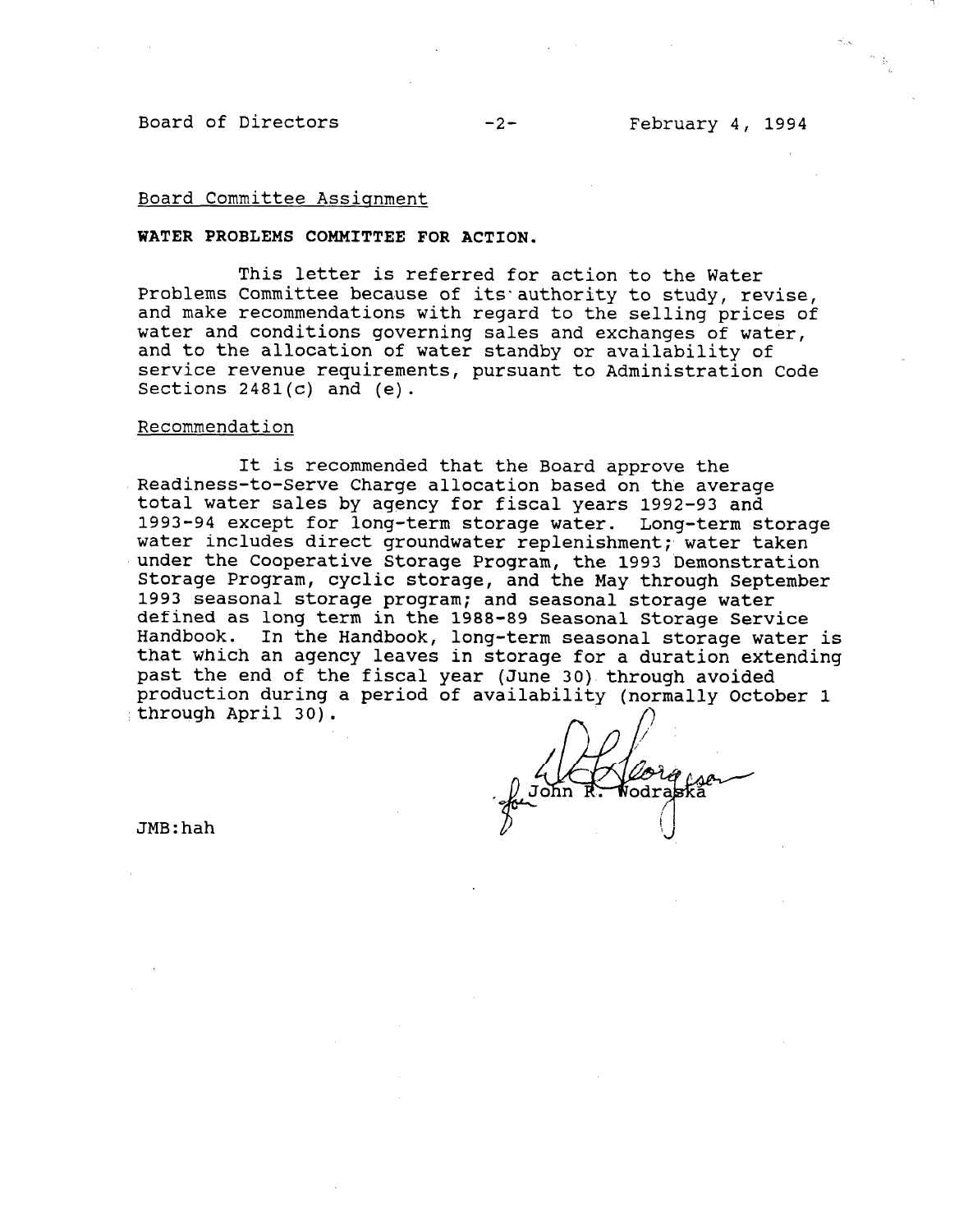Board Committee Assignment

**WATER PROBLEMS COMMITTEE FOR ACTION.**

This letter is referred for action to the Water Problems Committee because of its authority to study, revise, and make recommendations with regard to the selling prices of water and conditions governing sales and exchanges of water, and to the allocation of water standby or availability of service revenue requirements, pursuant to Administration Code Sections 2481(c) and (e).

Recommendation

It is recommended that the Board approve the Readiness-to-Serve Charge allocation based on the average total water sales by agency for fiscal years 1992-93 and 1993-94 except for long-term storage water. Long-term storage water includes direct groundwater replenishment; water taken under the Cooperative Storage Program, the 1993 Demonstration Storage Program, cyclic storage, and the May through September 1993 seasonal storage program; and seasonal storage water defined as long term in the 1988-89 Seasonal Storage Service Handbook. In the Handbook, long-term seasonal storage water is that which an agency leaves in storage for a duration extending past the end of the fiscal year (June 30) through avoided production during a period of availability (normally October 1 through April 30).

for John R. Wodraska

JMB:hah